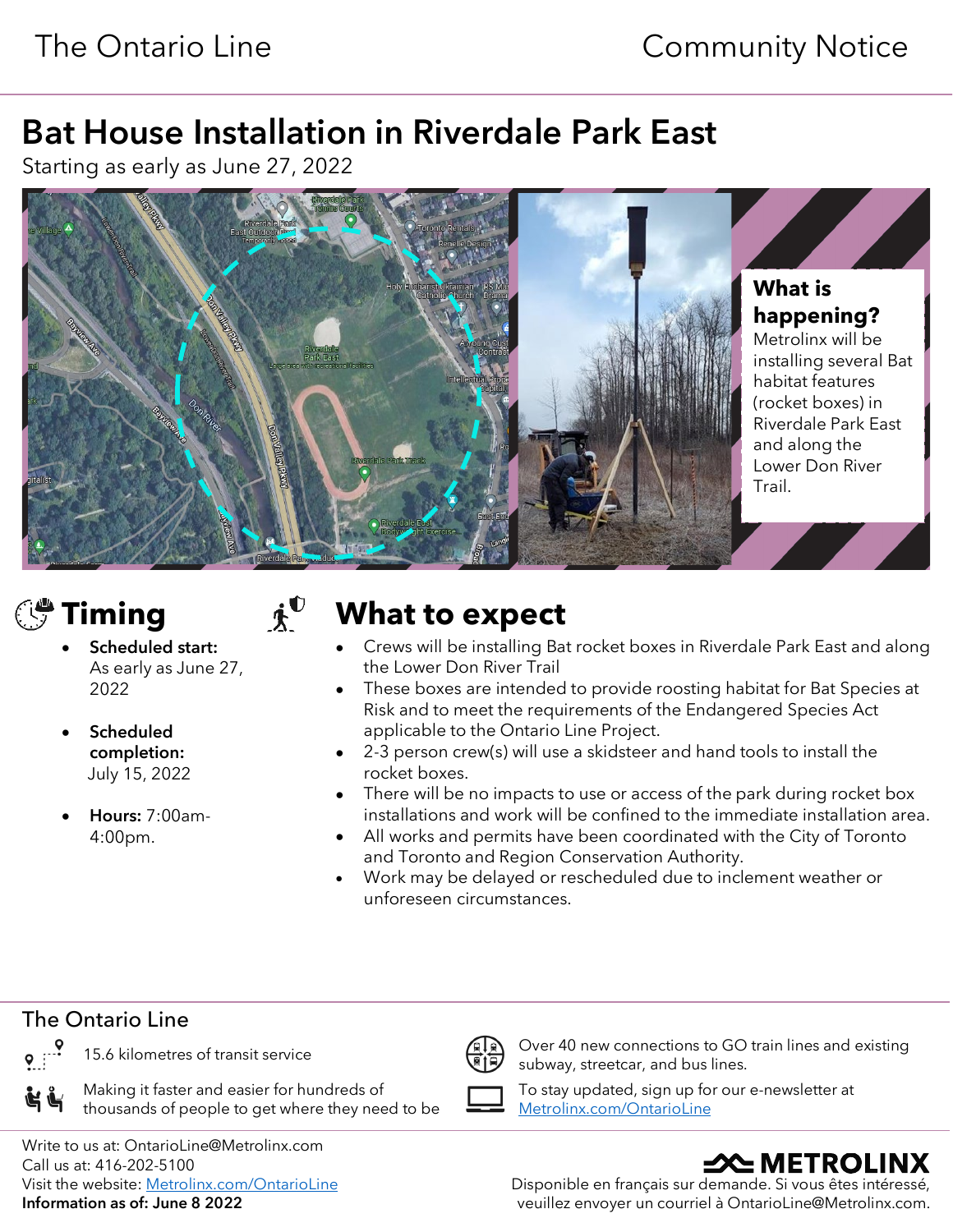The Ontario Line | Community Notice

# Bat House Installation in Riverdale Park East

Starting as early as June 27, 2022

### What is happening?

Metrolinx will be installing several Bat habitat features (rocket boxes) in Riverdale Park East and along the Lower Don River Trail.

## Timing

- **Scheduled start:** As early as June 27, 2022
- **Scheduled completion:** July 15, 2022
- **Hours:** 7:00am-4:00pm.

## What to expect

- Crews will be installing Bat rocket boxes in Riverdale Park East and along the Lower Don River Trail
- These boxes are intended to provide roosting habitat for Bat Species at Risk and to meet the requirements of the Endangered Species Act applicable to the Ontario Line Project.
- 2-3 person crew(s) will use a skidsteer and hand tools to install the rocket boxes.
- There will be no impacts to use or access of the park during rocket box installations and work will be confined to the immediate installation area.
- All works and permits have been coordinated with the City of Toronto and Toronto and Region Conservation Authority.
- Work may be delayed or rescheduled due to inclement weather or unforeseen circumstances.

## The Ontario Line

- 15.6 kilometres of transit service
- Making it faster and easier for hundreds of thousands of people to get where they need to be
- Over 40 new connections to GO train lines and existing subway, streetcar, and bus lines.
- To stay updated, sign up for our e-newsletter at Metrolinx.com/OntarioLine

Write to us at: OntarioLine@Metrolinx.com
Call us at: 416-202-5100
Visit the website: Metrolinx.com/OntarioLine
**Information as of: June 8 2022**

METROLINX

Disponible en français sur demande. Si vous êtes intéressé, veuillez envoyer un courriel à OntarioLine@Metrolinx.com.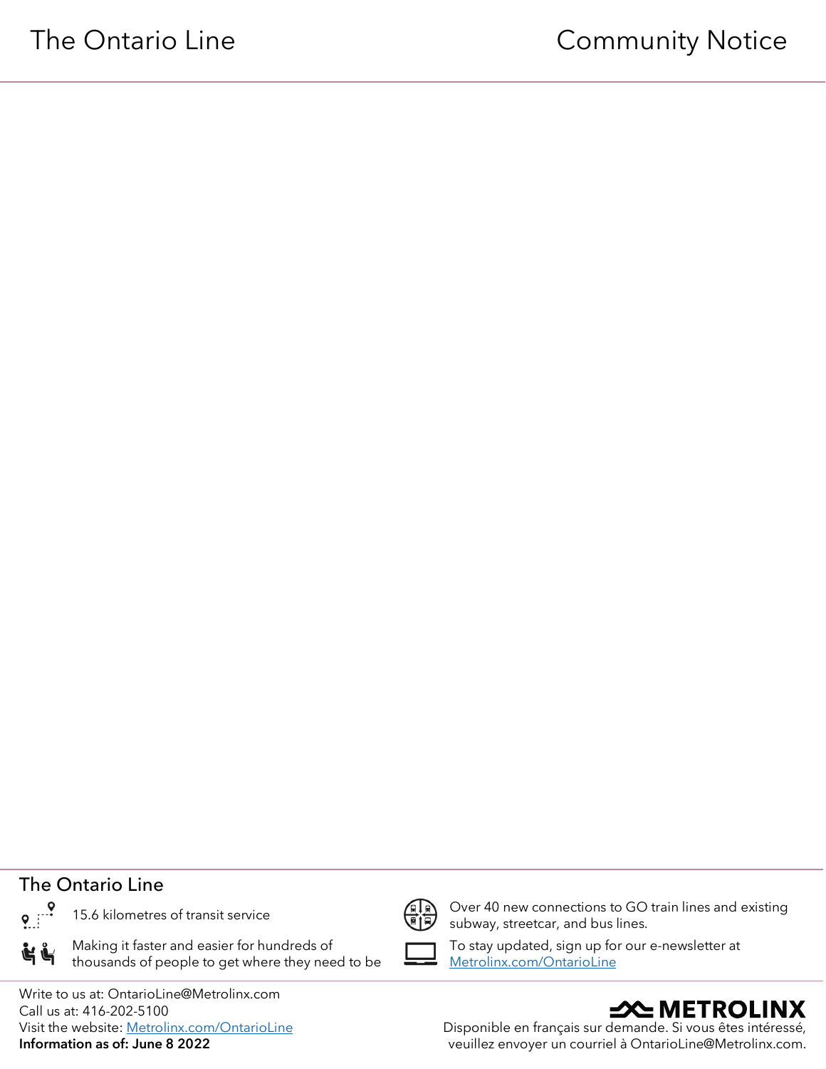## The Ontario Line

- 15.6 kilometres of transit service
- Making it faster and easier for hundreds of thousands of people to get where they need to be
- Over 40 new connections to GO train lines and existing subway, streetcar, and bus lines.
- To stay updated, sign up for our e-newsletter at [Metrolinx.com/OntarioLine](Metrolinx.com/OntarioLine)

Write to us at: OntarioLine@Metrolinx.com
Call us at: 416-202-5100
Visit the website: [Metrolinx.com/OntarioLine](Metrolinx.com/OntarioLine)
**Information as of: June 8 2022**

METROLINX

Disponible en français sur demande. Si vous êtes intéressé, veuillez envoyer un courriel à OntarioLine@Metrolinx.com.